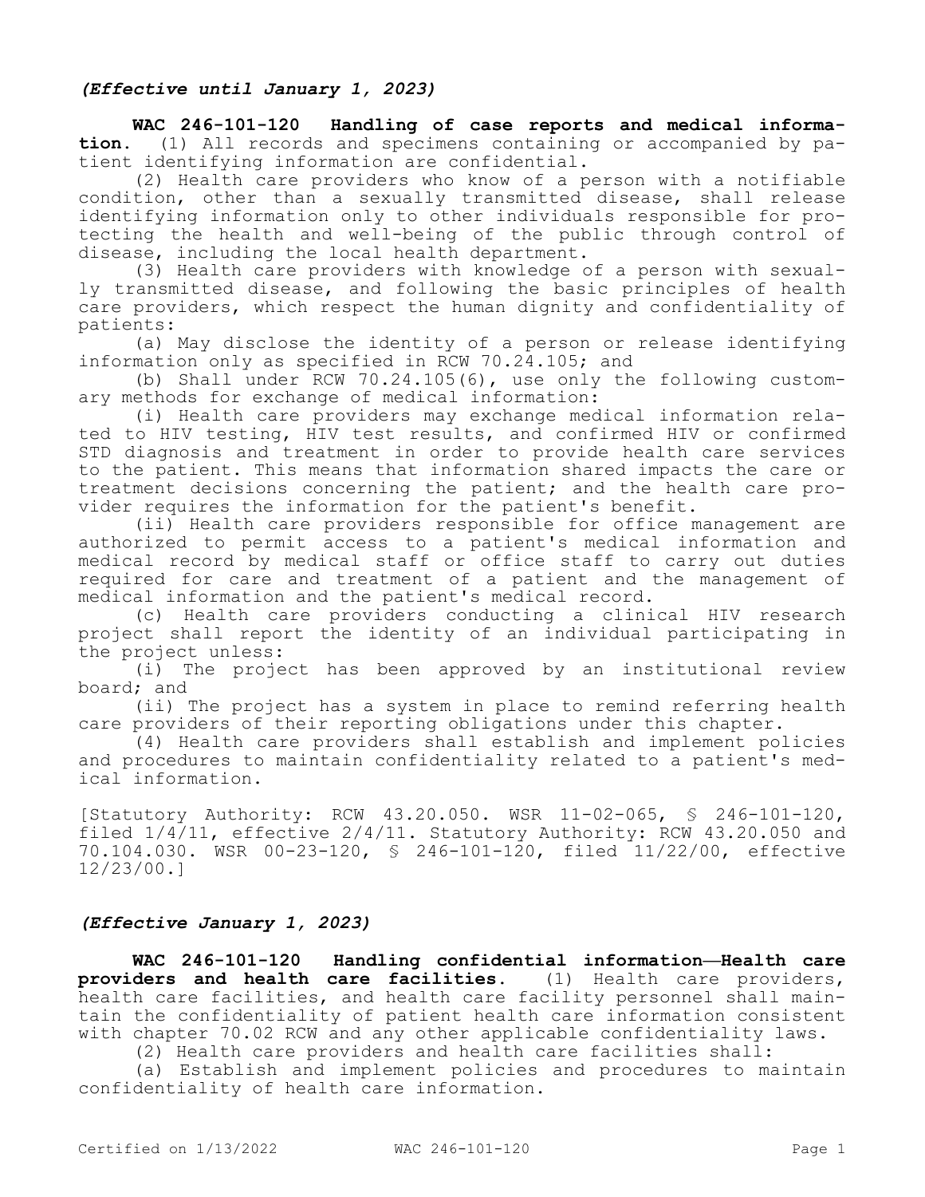*(Effective until January 1, 2023)*

**WAC 246-101-120 Handling of case reports and medical information.** (1) All records and specimens containing or accompanied by patient identifying information are confidential.

(2) Health care providers who know of a person with a notifiable condition, other than a sexually transmitted disease, shall release identifying information only to other individuals responsible for protecting the health and well-being of the public through control of disease, including the local health department.

(3) Health care providers with knowledge of a person with sexually transmitted disease, and following the basic principles of health care providers, which respect the human dignity and confidentiality of patients:

(a) May disclose the identity of a person or release identifying information only as specified in RCW 70.24.105; and

(b) Shall under RCW 70.24.105(6), use only the following customary methods for exchange of medical information:

(i) Health care providers may exchange medical information related to HIV testing, HIV test results, and confirmed HIV or confirmed STD diagnosis and treatment in order to provide health care services to the patient. This means that information shared impacts the care or treatment decisions concerning the patient; and the health care provider requires the information for the patient's benefit.

(ii) Health care providers responsible for office management are authorized to permit access to a patient's medical information and medical record by medical staff or office staff to carry out duties required for care and treatment of a patient and the management of medical information and the patient's medical record.

(c) Health care providers conducting a clinical HIV research project shall report the identity of an individual participating in the project unless:

(i) The project has been approved by an institutional review board; and

(ii) The project has a system in place to remind referring health care providers of their reporting obligations under this chapter.

(4) Health care providers shall establish and implement policies and procedures to maintain confidentiality related to a patient's medical information.

[Statutory Authority: RCW 43.20.050. WSR 11-02-065, § 246-101-120, filed 1/4/11, effective 2/4/11. Statutory Authority: RCW 43.20.050 and 70.104.030. WSR 00-23-120, § 246-101-120, filed 11/22/00, effective 12/23/00.]

*(Effective January 1, 2023)*

**WAC 246-101-120 Handling confidential information—Health care providers and health care facilities.** (1) Health care providers, health care facilities, and health care facility personnel shall maintain the confidentiality of patient health care information consistent with chapter 70.02 RCW and any other applicable confidentiality laws.

(2) Health care providers and health care facilities shall:

(a) Establish and implement policies and procedures to maintain confidentiality of health care information.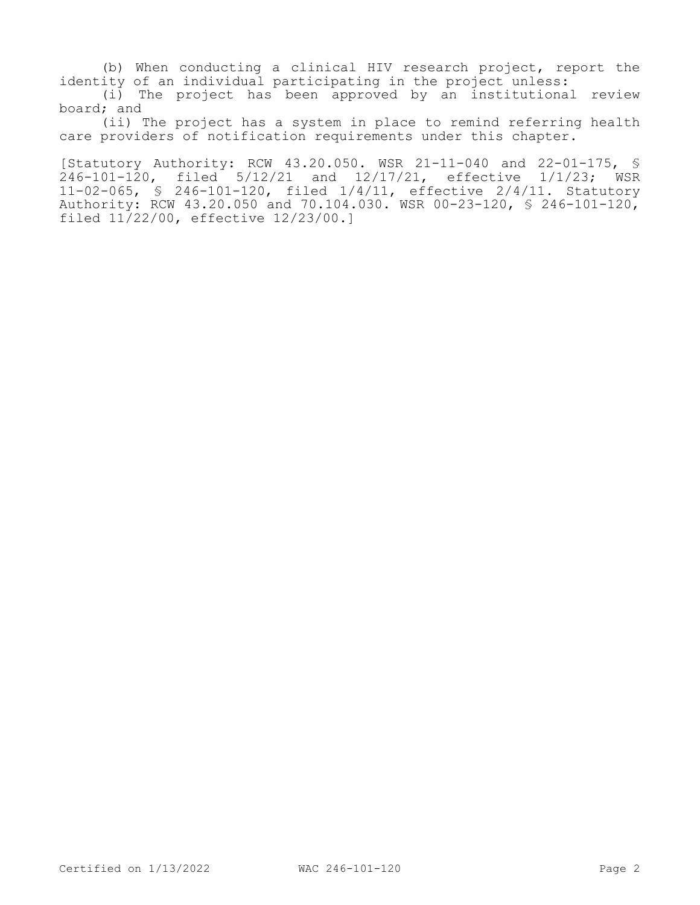(b) When conducting a clinical HIV research project, report the identity of an individual participating in the project unless:

(i) The project has been approved by an institutional review board; and

(ii) The project has a system in place to remind referring health care providers of notification requirements under this chapter.

[Statutory Authority: RCW 43.20.050. WSR 21-11-040 and 22-01-175, § 246-101-120, filed 5/12/21 and 12/17/21, effective 1/1/23; WSR 11-02-065, § 246-101-120, filed 1/4/11, effective 2/4/11. Statutory Authority: RCW 43.20.050 and 70.104.030. WSR 00-23-120, § 246-101-120, filed 11/22/00, effective 12/23/00.]